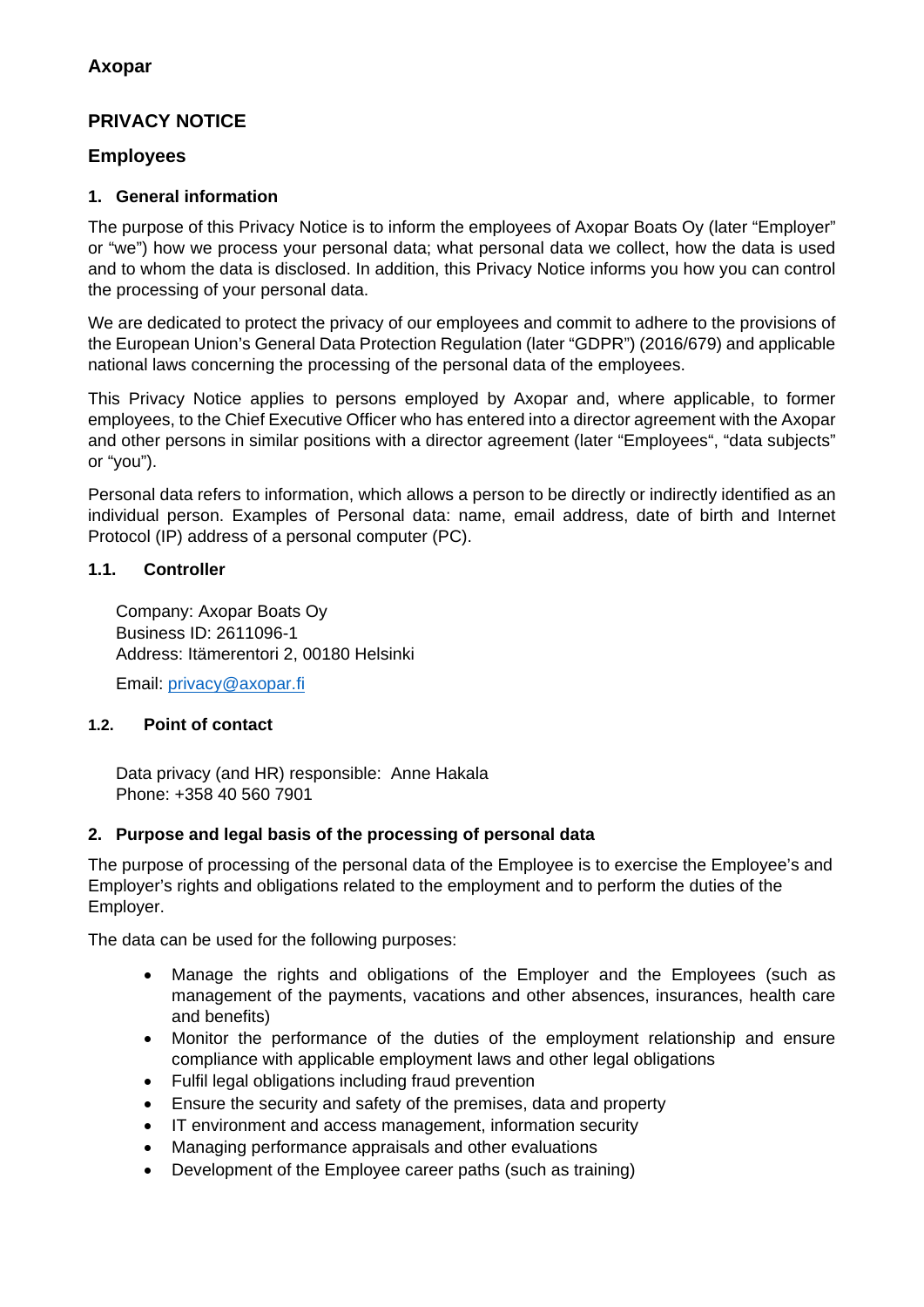**Axopar**

# PRIVACY NOTICE

## Employees

### 1. General information

The purpose of this Privacy Notice is to inform the employees of Axopar Boats Oy (later "Employer" or "we") how we process your personal data; what personal data we collect, how the data is used and to whom the data is disclosed. In addition, this Privacy Notice informs you how you can control the processing of your personal data.

We are dedicated to protect the privacy of our employees and commit to adhere to the provisions of the European Union's General Data Protection Regulation (later "GDPR") (2016/679) and applicable national laws concerning the processing of the personal data of the employees.

This Privacy Notice applies to persons employed by Axopar and, where applicable, to former employees, to the Chief Executive Officer who has entered into a director agreement with the Axopar and other persons in similar positions with a director agreement (later "Employees", "data subjects" or "you").

Personal data refers to information, which allows a person to be directly or indirectly identified as an individual person. Examples of Personal data: name, email address, date of birth and Internet Protocol (IP) address of a personal computer (PC).

#### 1.1. Controller

Company: Axopar Boats Oy
Business ID: 2611096-1
Address: Itämerentori 2, 00180 Helsinki

Email: privacy@axopar.fi

#### 1.2. Point of contact

Data privacy (and HR) responsible: Anne Hakala
Phone: +358 40 560 7901

### 2. Purpose and legal basis of the processing of personal data

The purpose of processing of the personal data of the Employee is to exercise the Employee's and Employer's rights and obligations related to the employment and to perform the duties of the Employer.

The data can be used for the following purposes:

- Manage the rights and obligations of the Employer and the Employees (such as management of the payments, vacations and other absences, insurances, health care and benefits)
- Monitor the performance of the duties of the employment relationship and ensure compliance with applicable employment laws and other legal obligations
- Fulfil legal obligations including fraud prevention
- Ensure the security and safety of the premises, data and property
- IT environment and access management, information security
- Managing performance appraisals and other evaluations
- Development of the Employee career paths (such as training)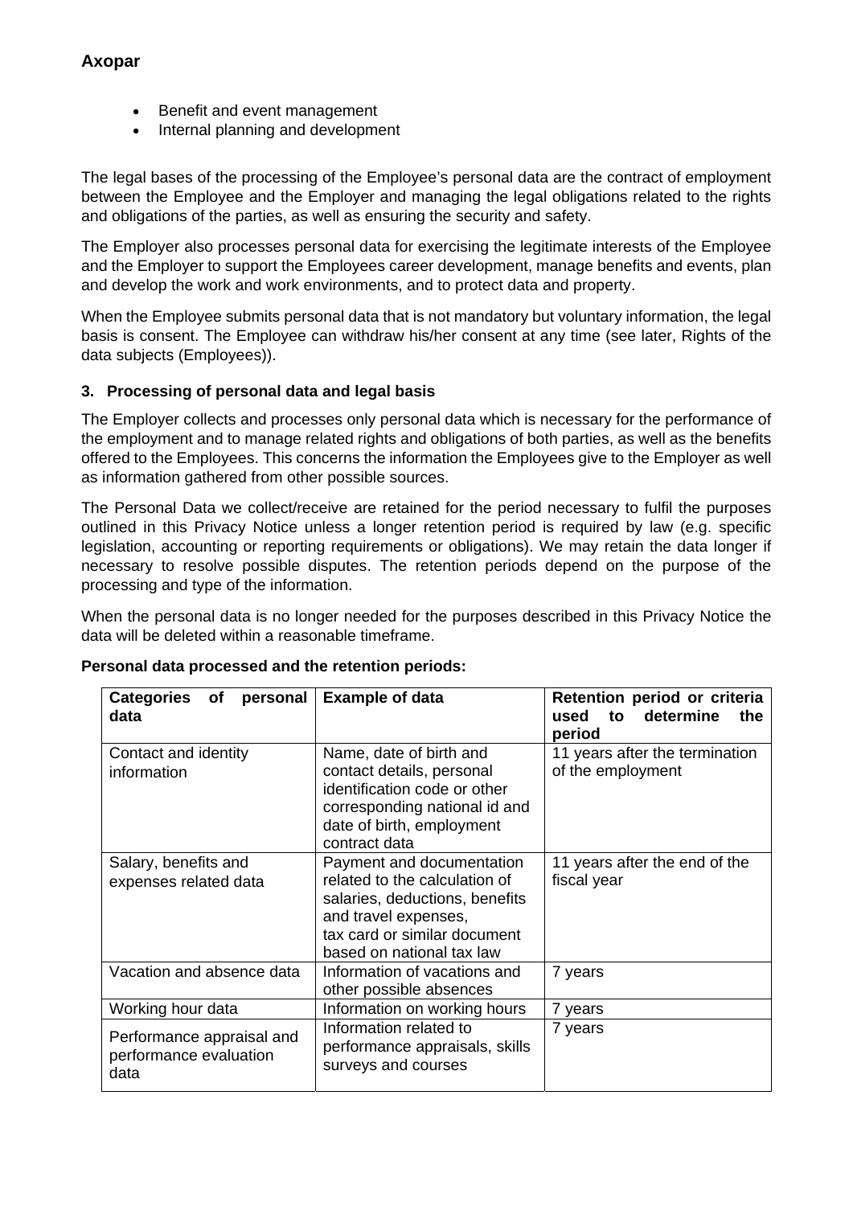- Benefit and event management
- Internal planning and development

The legal bases of the processing of the Employee's personal data are the contract of employment between the Employee and the Employer and managing the legal obligations related to the rights and obligations of the parties, as well as ensuring the security and safety.

The Employer also processes personal data for exercising the legitimate interests of the Employee and the Employer to support the Employees career development, manage benefits and events, plan and develop the work and work environments, and to protect data and property.

When the Employee submits personal data that is not mandatory but voluntary information, the legal basis is consent. The Employee can withdraw his/her consent at any time (see later, Rights of the data subjects (Employees)).

### 3. Processing of personal data and legal basis

The Employer collects and processes only personal data which is necessary for the performance of the employment and to manage related rights and obligations of both parties, as well as the benefits offered to the Employees. This concerns the information the Employees give to the Employer as well as information gathered from other possible sources.

The Personal Data we collect/receive are retained for the period necessary to fulfil the purposes outlined in this Privacy Notice unless a longer retention period is required by law (e.g. specific legislation, accounting or reporting requirements or obligations). We may retain the data longer if necessary to resolve possible disputes. The retention periods depend on the purpose of the processing and type of the information.

When the personal data is no longer needed for the purposes described in this Privacy Notice the data will be deleted within a reasonable timeframe.

**Personal data processed and the retention periods:**

| Categories of personal data | Example of data | Retention period or criteria used to determine the period |
|---|---|---|
| Contact and identity information | Name, date of birth and contact details, personal identification code or other corresponding national id and date of birth, employment contract data | 11 years after the termination of the employment |
| Salary, benefits and expenses related data | Payment and documentation related to the calculation of salaries, deductions, benefits and travel expenses, tax card or similar document based on national tax law | 11 years after the end of the fiscal year |
| Vacation and absence data | Information of vacations and other possible absences | 7 years |
| Working hour data | Information on working hours | 7 years |
| Performance appraisal and performance evaluation data | Information related to performance appraisals, skills surveys and courses | 7 years |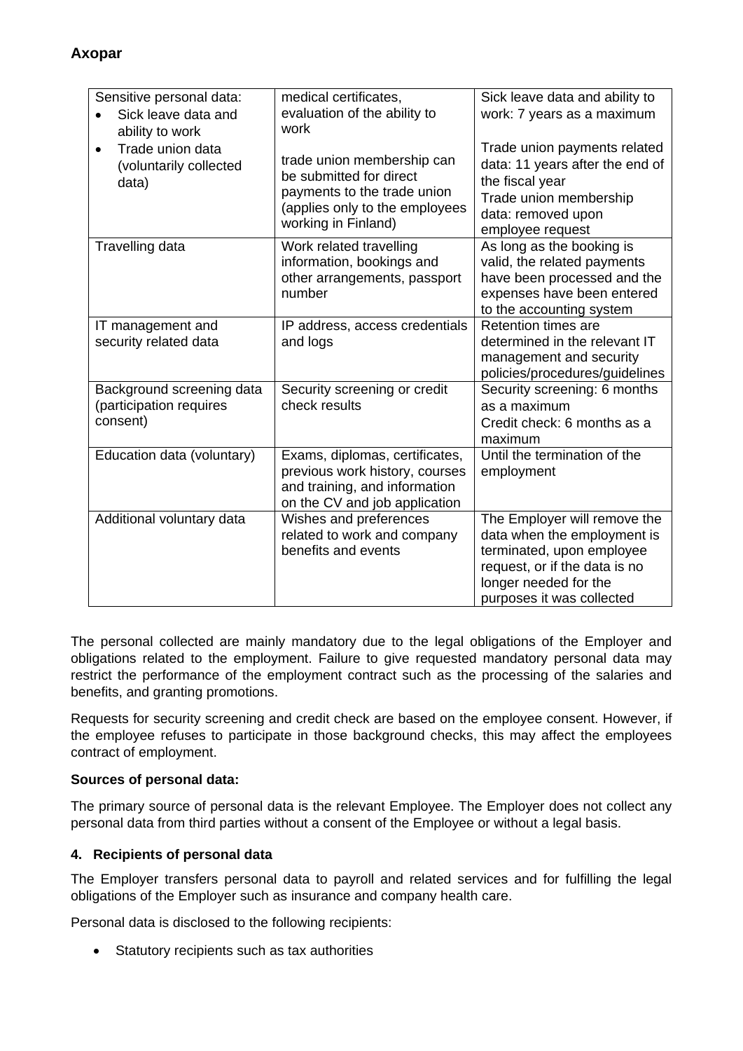| | | |
|---|---|---|
| Sensitive personal data:<br>• Sick leave data and ability to work<br>• Trade union data (voluntarily collected data) | medical certificates, evaluation of the ability to work<br><br>trade union membership can be submitted for direct payments to the trade union (applies only to the employees working in Finland) | Sick leave data and ability to work: 7 years as a maximum<br><br>Trade union payments related data: 11 years after the end of the fiscal year<br>Trade union membership data: removed upon employee request |
| Travelling data | Work related travelling information, bookings and other arrangements, passport number | As long as the booking is valid, the related payments have been processed and the expenses have been entered to the accounting system |
| IT management and security related data | IP address, access credentials and logs | Retention times are determined in the relevant IT management and security policies/procedures/guidelines |
| Background screening data (participation requires consent) | Security screening or credit check results | Security screening: 6 months as a maximum<br>Credit check: 6 months as a maximum |
| Education data (voluntary) | Exams, diplomas, certificates, previous work history, courses and training, and information on the CV and job application | Until the termination of the employment |
| Additional voluntary data | Wishes and preferences related to work and company benefits and events | The Employer will remove the data when the employment is terminated, upon employee request, or if the data is no longer needed for the purposes it was collected |

The personal collected are mainly mandatory due to the legal obligations of the Employer and obligations related to the employment. Failure to give requested mandatory personal data may restrict the performance of the employment contract such as the processing of the salaries and benefits, and granting promotions.

Requests for security screening and credit check are based on the employee consent. However, if the employee refuses to participate in those background checks, this may affect the employees contract of employment.

**Sources of personal data:**

The primary source of personal data is the relevant Employee. The Employer does not collect any personal data from third parties without a consent of the Employee or without a legal basis.

## 4. Recipients of personal data

The Employer transfers personal data to payroll and related services and for fulfilling the legal obligations of the Employer such as insurance and company health care.

Personal data is disclosed to the following recipients:

- Statutory recipients such as tax authorities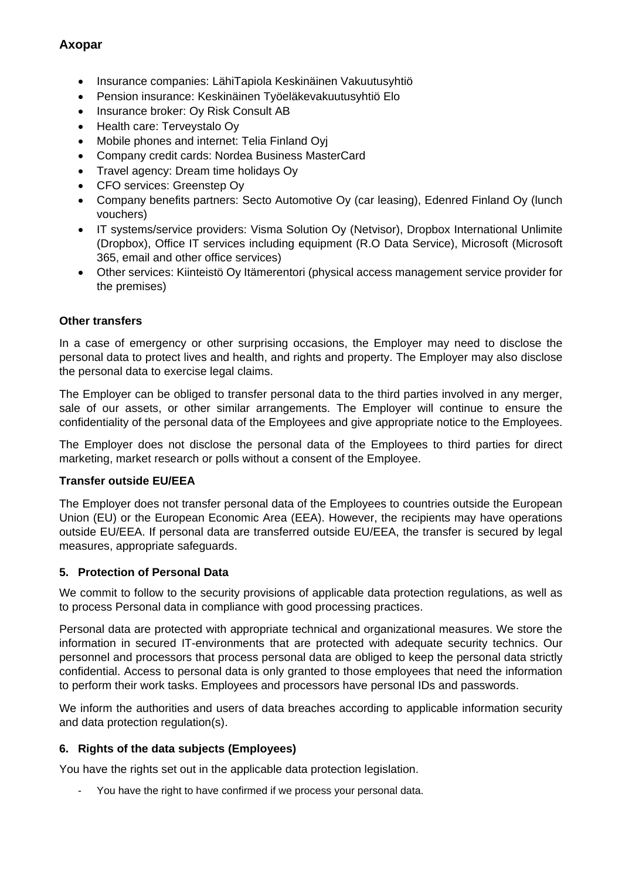- Insurance companies: LähiTapiola Keskinäinen Vakuutusyhtiö
- Pension insurance: Keskinäinen Työeläkevakuutusyhtiö Elo
- Insurance broker: Oy Risk Consult AB
- Health care: Terveystalo Oy
- Mobile phones and internet: Telia Finland Oyj
- Company credit cards: Nordea Business MasterCard
- Travel agency: Dream time holidays Oy
- CFO services: Greenstep Oy
- Company benefits partners: Secto Automotive Oy (car leasing), Edenred Finland Oy (lunch vouchers)
- IT systems/service providers: Visma Solution Oy (Netvisor), Dropbox International Unlimite (Dropbox), Office IT services including equipment (R.O Data Service), Microsoft (Microsoft 365, email and other office services)
- Other services: Kiinteistö Oy Itämerentori (physical access management service provider for the premises)

**Other transfers**

In a case of emergency or other surprising occasions, the Employer may need to disclose the personal data to protect lives and health, and rights and property. The Employer may also disclose the personal data to exercise legal claims.

The Employer can be obliged to transfer personal data to the third parties involved in any merger, sale of our assets, or other similar arrangements. The Employer will continue to ensure the confidentiality of the personal data of the Employees and give appropriate notice to the Employees.

The Employer does not disclose the personal data of the Employees to third parties for direct marketing, market research or polls without a consent of the Employee.

**Transfer outside EU/EEA**

The Employer does not transfer personal data of the Employees to countries outside the European Union (EU) or the European Economic Area (EEA). However, the recipients may have operations outside EU/EEA. If personal data are transferred outside EU/EEA, the transfer is secured by legal measures, appropriate safeguards.

## 5. Protection of Personal Data

We commit to follow to the security provisions of applicable data protection regulations, as well as to process Personal data in compliance with good processing practices.

Personal data are protected with appropriate technical and organizational measures. We store the information in secured IT-environments that are protected with adequate security technics. Our personnel and processors that process personal data are obliged to keep the personal data strictly confidential. Access to personal data is only granted to those employees that need the information to perform their work tasks. Employees and processors have personal IDs and passwords.

We inform the authorities and users of data breaches according to applicable information security and data protection regulation(s).

## 6. Rights of the data subjects (Employees)

You have the rights set out in the applicable data protection legislation.

- You have the right to have confirmed if we process your personal data.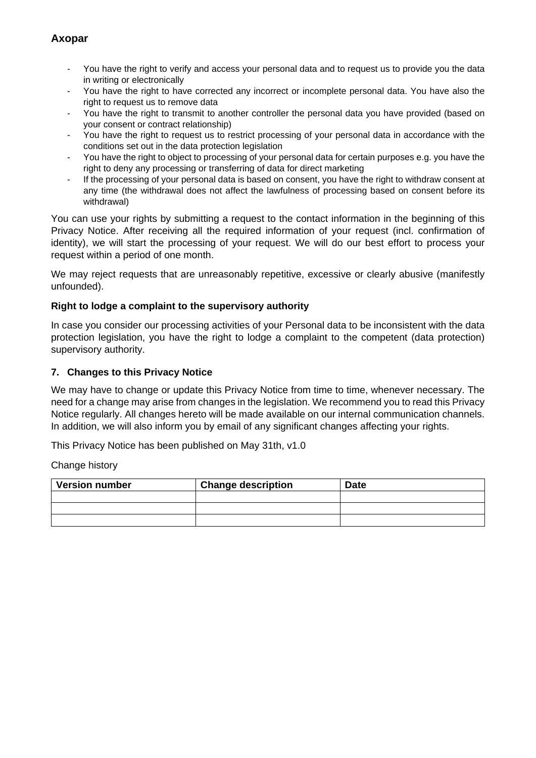- You have the right to verify and access your personal data and to request us to provide you the data in writing or electronically
- You have the right to have corrected any incorrect or incomplete personal data. You have also the right to request us to remove data
- You have the right to transmit to another controller the personal data you have provided (based on your consent or contract relationship)
- You have the right to request us to restrict processing of your personal data in accordance with the conditions set out in the data protection legislation
- You have the right to object to processing of your personal data for certain purposes e.g. you have the right to deny any processing or transferring of data for direct marketing
- If the processing of your personal data is based on consent, you have the right to withdraw consent at any time (the withdrawal does not affect the lawfulness of processing based on consent before its withdrawal)

You can use your rights by submitting a request to the contact information in the beginning of this Privacy Notice. After receiving all the required information of your request (incl. confirmation of identity), we will start the processing of your request. We will do our best effort to process your request within a period of one month.

We may reject requests that are unreasonably repetitive, excessive or clearly abusive (manifestly unfounded).

**Right to lodge a complaint to the supervisory authority**

In case you consider our processing activities of your Personal data to be inconsistent with the data protection legislation, you have the right to lodge a complaint to the competent (data protection) supervisory authority.

## 7. Changes to this Privacy Notice

We may have to change or update this Privacy Notice from time to time, whenever necessary. The need for a change may arise from changes in the legislation. We recommend you to read this Privacy Notice regularly. All changes hereto will be made available on our internal communication channels. In addition, we will also inform you by email of any significant changes affecting your rights.

This Privacy Notice has been published on May 31th, v1.0

Change history

| Version number | Change description | Date |
|---|---|---|
| | | |
| | | |
| | | |